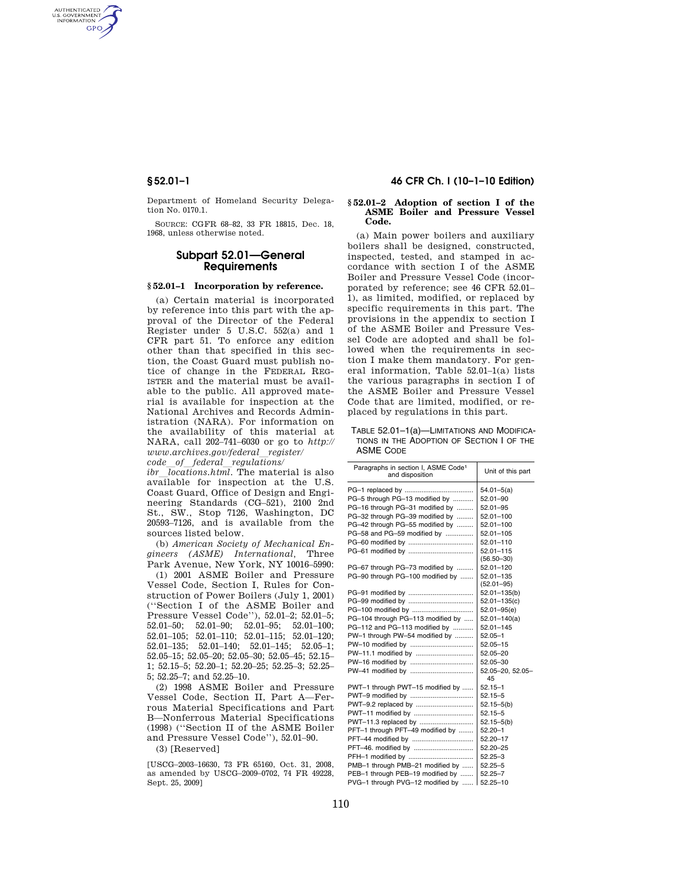Department of Homeland Security Delegation No. 0170.1.

SOURCE: CGFR 68–82, 33 FR 18815, Dec. 18, 1968, unless otherwise noted.

## Subpart 52.01—General Requirements

### § 52.01–1 Incorporation by reference.

(a) Certain material is incorporated by reference into this part with the approval of the Director of the Federal Register under 5 U.S.C. 552(a) and 1 CFR part 51. To enforce any edition other than that specified in this section, the Coast Guard must publish notice of change in the FEDERAL REGISTER and the material must be available to the public. All approved material is available for inspection at the National Archives and Records Administration (NARA). For information on the availability of this material at NARA, call 202–741–6030 or go to *http://www.archives.gov/federal_register/code_of_federal_regulations/ibr_locations.html*. The material is also available for inspection at the U.S. Coast Guard, Office of Design and Engineering Standards (CG–521), 2100 2nd St., SW., Stop 7126, Washington, DC 20593–7126, and is available from the sources listed below.

(b) *American Society of Mechanical Engineers (ASME) International,* Three Park Avenue, New York, NY 10016–5990:

(1) 2001 ASME Boiler and Pressure Vessel Code, Section I, Rules for Construction of Power Boilers (July 1, 2001) (''Section I of the ASME Boiler and Pressure Vessel Code''), 52.01–2; 52.01–5; 52.01–50; 52.01–90; 52.01–95; 52.01–100; 52.01–105; 52.01–110; 52.01–115; 52.01–120; 52.01–135; 52.01–140; 52.01–145; 52.05–1; 52.05–15; 52.05–20; 52.05–30; 52.05–45; 52.15–1; 52.15–5; 52.20–1; 52.20–25; 52.25–3; 52.25–5; 52.25–7; and 52.25–10.

(2) 1998 ASME Boiler and Pressure Vessel Code, Section II, Part A—Ferrous Material Specifications and Part B—Nonferrous Material Specifications (1998) (''Section II of the ASME Boiler and Pressure Vessel Code''), 52.01–90.

(3) [Reserved]

[USCG–2003–16630, 73 FR 65160, Oct. 31, 2008, as amended by USCG–2009–0702, 74 FR 49228, Sept. 25, 2009]

### § 52.01–2 Adoption of section I of the ASME Boiler and Pressure Vessel Code.

(a) Main power boilers and auxiliary boilers shall be designed, constructed, inspected, tested, and stamped in accordance with section I of the ASME Boiler and Pressure Vessel Code (incorporated by reference; see 46 CFR 52.01–1), as limited, modified, or replaced by specific requirements in this part. The provisions in the appendix to section I of the ASME Boiler and Pressure Vessel Code are adopted and shall be followed when the requirements in section I make them mandatory. For general information, Table 52.01–1(a) lists the various paragraphs in section I of the ASME Boiler and Pressure Vessel Code that are limited, modified, or replaced by regulations in this part.

TABLE 52.01–1(a)—LIMITATIONS AND MODIFICATIONS IN THE ADOPTION OF SECTION I OF THE ASME CODE

| Paragraphs in section I, ASME Code[1] and disposition | Unit of this part |
|---|---|
| PG–1 replaced by | 54.01–5(a) |
| PG–5 through PG–13 modified by | 52.01–90 |
| PG–16 through PG–31 modified by | 52.01–95 |
| PG–32 through PG–39 modified by | 52.01–100 |
| PG–42 through PG–55 modified by | 52.01–100 |
| PG–58 and PG–59 modified by | 52.01–105 |
| PG–60 modified by | 52.01–110 |
| PG–61 modified by | 52.01–115 (56.50–30) |
| PG–67 through PG–73 modified by | 52.01–120 |
| PG–90 through PG–100 modified by | 52.01–135 (52.01–95) |
| PG–91 modified by | 52.01–135(b) |
| PG–99 modified by | 52.01–135(c) |
| PG–100 modified by | 52.01–95(e) |
| PG–104 through PG–113 modified by | 52.01–140(a) |
| PG–112 and PG–113 modified by | 52.01–145 |
| PW–1 through PW–54 modified by | 52.05–1 |
| PW–10 modified by | 52.05–15 |
| PW–11.1 modified by | 52.05–20 |
| PW–16 modified by | 52.05–30 |
| PW–41 modified by | 52.05–20, 52.05–45 |
| PWT–1 through PWT–15 modified by | 52.15–1 |
| PWT–9 modified by | 52.15–5 |
| PWT–9.2 replaced by | 52.15–5(b) |
| PWT–11 modified by | 52.15–5 |
| PWT–11.3 replaced by | 52.15–5(b) |
| PFT–1 through PFT–49 modified by | 52.20–1 |
| PFT–44 modified by | 52.20–17 |
| PFT–46. modified by | 52.20–25 |
| PFH–1 modified by | 52.25–3 |
| PMB–1 through PMB–21 modified by | 52.25–5 |
| PEB–1 through PEB–19 modified by | 52.25–7 |
| PVG–1 through PVG–12 modified by | 52.25–10 |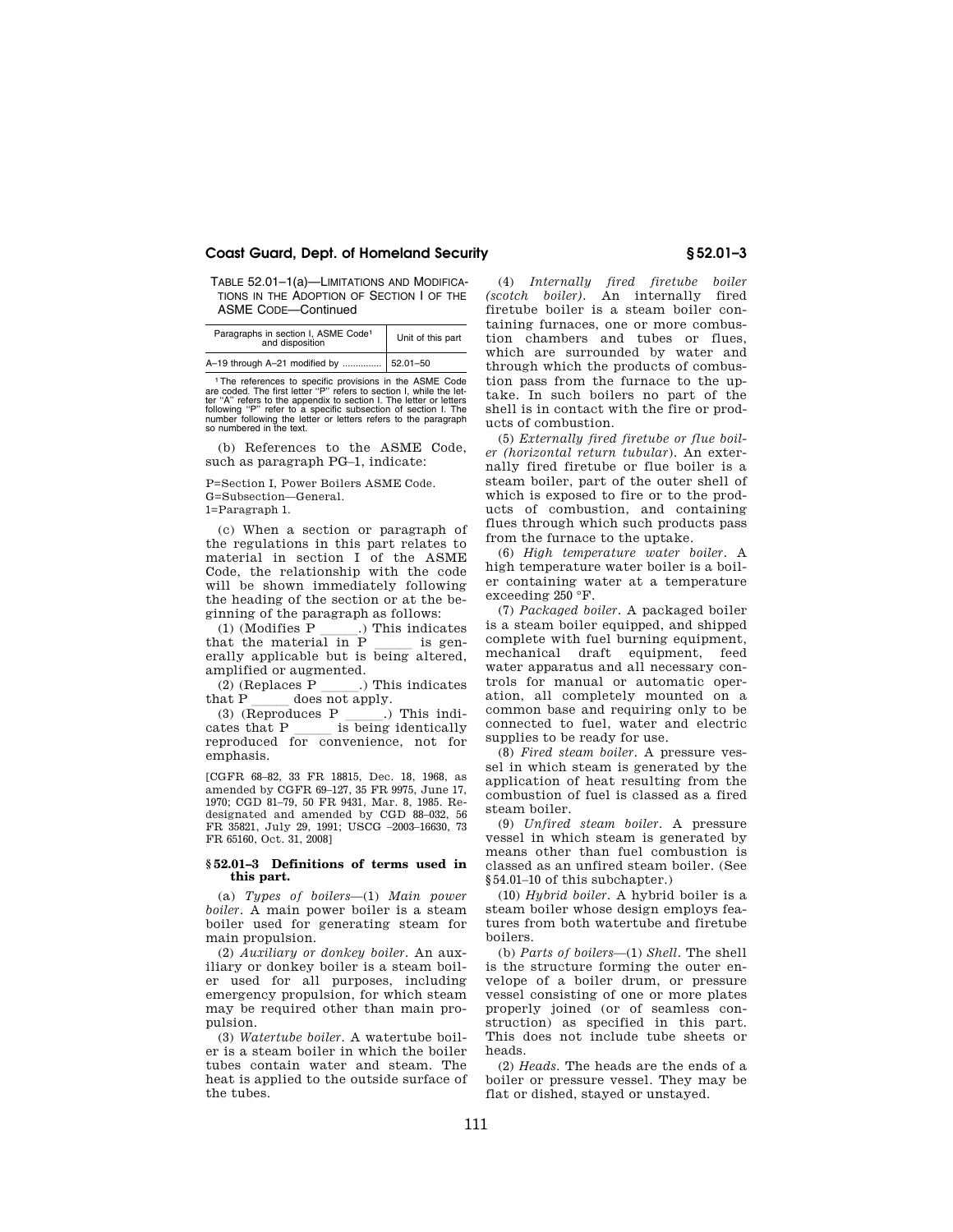TABLE 52.01–1(a)—LIMITATIONS AND MODIFICATIONS IN THE ADOPTION OF SECTION I OF THE ASME CODE—Continued

| Paragraphs in section I, ASME Code[1] and disposition | Unit of this part |
|---|---|
| A–19 through A–21 modified by ............... | 52.01–50 |

[1] The references to specific provisions in the ASME Code are coded. The first letter "P" refers to section I, while the letter "A" refers to the appendix to section I. The letter or letters following "P" refer to a specific subsection of section I. The number following the letter or letters refers to the paragraph so numbered in the text.

(b) References to the ASME Code, such as paragraph PG–1, indicate:

P=Section I, Power Boilers ASME Code.
G=Subsection—General.
1=Paragraph 1.

(c) When a section or paragraph of the regulations in this part relates to material in section I of the ASME Code, the relationship with the code will be shown immediately following the heading of the section or at the beginning of the paragraph as follows:

(1) (Modifies P \_\_\_\_\_.) This indicates that the material in P \_\_\_\_\_ is generally applicable but is being altered, amplified or augmented.

(2) (Replaces P \_\_\_\_\_.) This indicates that P \_\_\_\_\_ does not apply.

(3) (Reproduces P \_\_\_\_\_.) This indicates that P \_\_\_\_\_ is being identically reproduced for convenience, not for emphasis.

[CGFR 68–82, 33 FR 18815, Dec. 18, 1968, as amended by CGFR 69–127, 35 FR 9975, June 17, 1970; CGD 81–79, 50 FR 9431, Mar. 8, 1985. Redesignated and amended by CGD 88–032, 56 FR 35821, July 29, 1991; USCG –2003–16630, 73 FR 65160, Oct. 31, 2008]

### § 52.01–3 Definitions of terms used in this part.

(a) *Types of boilers*—(1) *Main power boiler*. A main power boiler is a steam boiler used for generating steam for main propulsion.

(2) *Auxiliary or donkey boiler*. An auxiliary or donkey boiler is a steam boiler used for all purposes, including emergency propulsion, for which steam may be required other than main propulsion.

(3) *Watertube boiler*. A watertube boiler is a steam boiler in which the boiler tubes contain water and steam. The heat is applied to the outside surface of the tubes.

(4) *Internally fired firetube boiler (scotch boiler)*. An internally fired firetube boiler is a steam boiler containing furnaces, one or more combustion chambers and tubes or flues, which are surrounded by water and through which the products of combustion pass from the furnace to the uptake. In such boilers no part of the shell is in contact with the fire or products of combustion.

(5) *Externally fired firetube or flue boiler (horizontal return tubular)*. An externally fired firetube or flue boiler is a steam boiler, part of the outer shell of which is exposed to fire or to the products of combustion, and containing flues through which such products pass from the furnace to the uptake.

(6) *High temperature water boiler*. A high temperature water boiler is a boiler containing water at a temperature exceeding 250 °F.

(7) *Packaged boiler*. A packaged boiler is a steam boiler equipped, and shipped complete with fuel burning equipment, mechanical draft equipment, feed water apparatus and all necessary controls for manual or automatic operation, all completely mounted on a common base and requiring only to be connected to fuel, water and electric supplies to be ready for use.

(8) *Fired steam boiler*. A pressure vessel in which steam is generated by the application of heat resulting from the combustion of fuel is classed as a fired steam boiler.

(9) *Unfired steam boiler*. A pressure vessel in which steam is generated by means other than fuel combustion is classed as an unfired steam boiler. (See § 54.01–10 of this subchapter.)

(10) *Hybrid boiler*. A hybrid boiler is a steam boiler whose design employs features from both watertube and firetube boilers.

(b) *Parts of boilers*—(1) *Shell*. The shell is the structure forming the outer envelope of a boiler drum, or pressure vessel consisting of one or more plates properly joined (or of seamless construction) as specified in this part. This does not include tube sheets or heads.

(2) *Heads*. The heads are the ends of a boiler or pressure vessel. They may be flat or dished, stayed or unstayed.